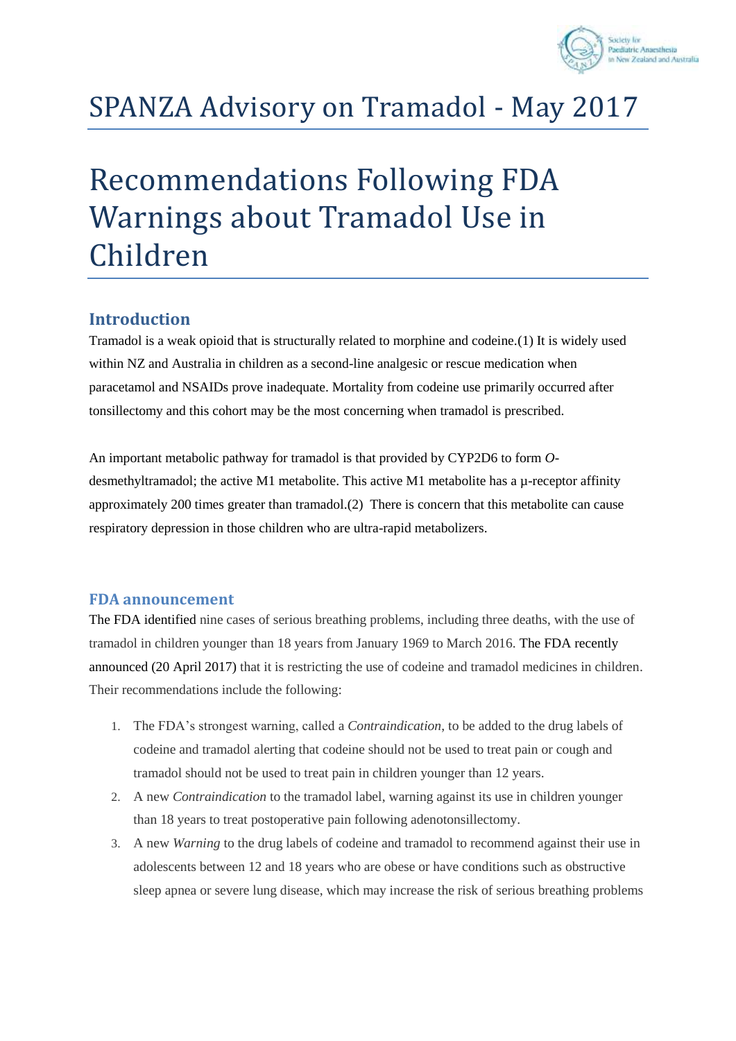# SPANZA Advisory on Tramadol - May 2017

# Recommendations Following FDA Warnings about Tramadol Use in Children

## Introduction

Tramadol is a weak opioid that is structurally related to morphine and codeine.(1) It is widely used within NZ and Australia in children as a second-line analgesic or rescue medication when paracetamol and NSAIDs prove inadequate. Mortality from codeine use primarily occurred after tonsillectomy and this cohort may be the most concerning when tramadol is prescribed.

An important metabolic pathway for tramadol is that provided by CYP2D6 to form *O*-desmethyltramadol; the active M1 metabolite. This active M1 metabolite has a µ-receptor affinity approximately 200 times greater than tramadol.(2) There is concern that this metabolite can cause respiratory depression in those children who are ultra-rapid metabolizers.

## FDA announcement

The FDA identified nine cases of serious breathing problems, including three deaths, with the use of tramadol in children younger than 18 years from January 1969 to March 2016. The FDA recently announced (20 April 2017) that it is restricting the use of codeine and tramadol medicines in children. Their recommendations include the following:

1. The FDA's strongest warning, called a *Contraindication*, to be added to the drug labels of codeine and tramadol alerting that codeine should not be used to treat pain or cough and tramadol should not be used to treat pain in children younger than 12 years.
2. A new *Contraindication* to the tramadol label, warning against its use in children younger than 18 years to treat postoperative pain following adenotonsillectomy.
3. A new *Warning* to the drug labels of codeine and tramadol to recommend against their use in adolescents between 12 and 18 years who are obese or have conditions such as obstructive sleep apnea or severe lung disease, which may increase the risk of serious breathing problems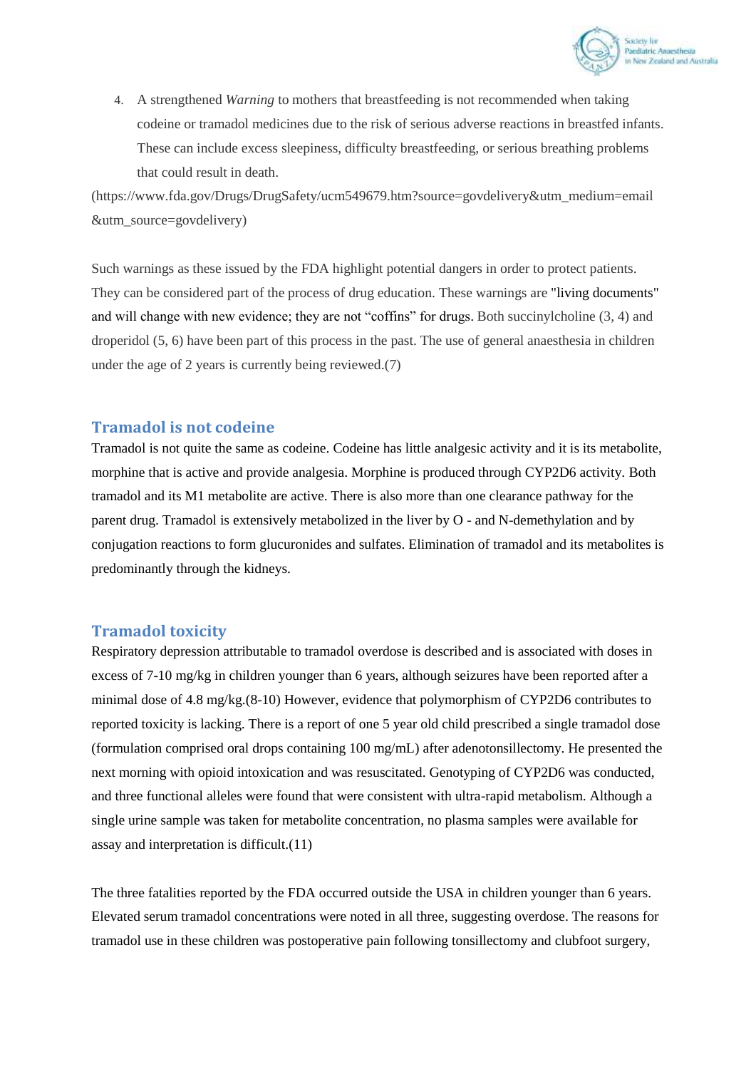4. A strengthened *Warning* to mothers that breastfeeding is not recommended when taking codeine or tramadol medicines due to the risk of serious adverse reactions in breastfed infants. These can include excess sleepiness, difficulty breastfeeding, or serious breathing problems that could result in death.

(https://www.fda.gov/Drugs/DrugSafety/ucm549679.htm?source=govdelivery&utm_medium=email&utm_source=govdelivery)

Such warnings as these issued by the FDA highlight potential dangers in order to protect patients. They can be considered part of the process of drug education. These warnings are "living documents" and will change with new evidence; they are not "coffins" for drugs. Both succinylcholine (3, 4) and droperidol (5, 6) have been part of this process in the past. The use of general anaesthesia in children under the age of 2 years is currently being reviewed.(7)

## Tramadol is not codeine

Tramadol is not quite the same as codeine. Codeine has little analgesic activity and it is its metabolite, morphine that is active and provide analgesia. Morphine is produced through CYP2D6 activity. Both tramadol and its M1 metabolite are active. There is also more than one clearance pathway for the parent drug. Tramadol is extensively metabolized in the liver by O - and N-demethylation and by conjugation reactions to form glucuronides and sulfates. Elimination of tramadol and its metabolites is predominantly through the kidneys.

## Tramadol toxicity

Respiratory depression attributable to tramadol overdose is described and is associated with doses in excess of 7-10 mg/kg in children younger than 6 years, although seizures have been reported after a minimal dose of 4.8 mg/kg.(8-10) However, evidence that polymorphism of CYP2D6 contributes to reported toxicity is lacking. There is a report of one 5 year old child prescribed a single tramadol dose (formulation comprised oral drops containing 100 mg/mL) after adenotonsillectomy. He presented the next morning with opioid intoxication and was resuscitated. Genotyping of CYP2D6 was conducted, and three functional alleles were found that were consistent with ultra-rapid metabolism. Although a single urine sample was taken for metabolite concentration, no plasma samples were available for assay and interpretation is difficult.(11)

The three fatalities reported by the FDA occurred outside the USA in children younger than 6 years. Elevated serum tramadol concentrations were noted in all three, suggesting overdose. The reasons for tramadol use in these children was postoperative pain following tonsillectomy and clubfoot surgery,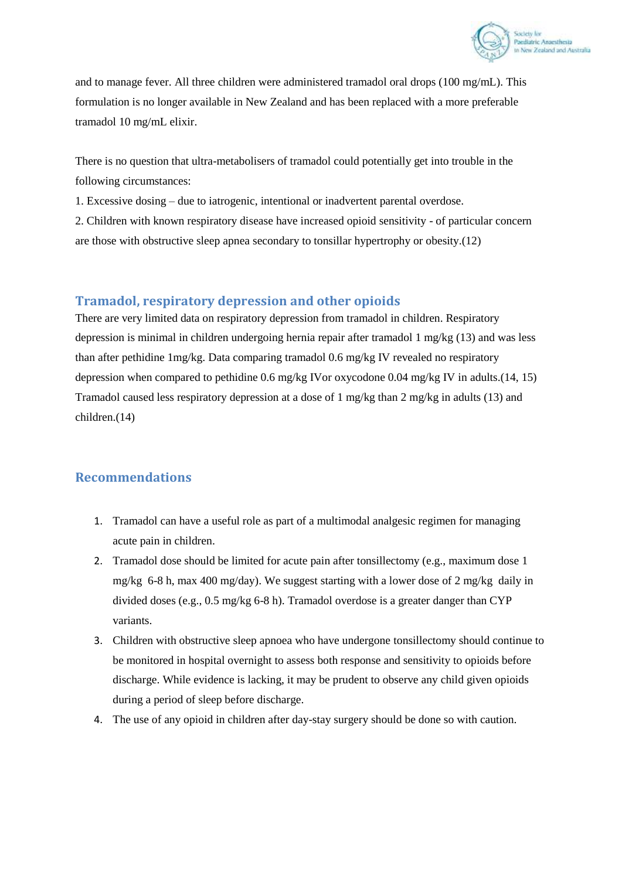and to manage fever. All three children were administered tramadol oral drops (100 mg/mL). This formulation is no longer available in New Zealand and has been replaced with a more preferable tramadol 10 mg/mL elixir.

There is no question that ultra-metabolisers of tramadol could potentially get into trouble in the following circumstances:

1. Excessive dosing – due to iatrogenic, intentional or inadvertent parental overdose.
2. Children with known respiratory disease have increased opioid sensitivity - of particular concern are those with obstructive sleep apnea secondary to tonsillar hypertrophy or obesity.(12)

## Tramadol, respiratory depression and other opioids

There are very limited data on respiratory depression from tramadol in children. Respiratory depression is minimal in children undergoing hernia repair after tramadol 1 mg/kg (13) and was less than after pethidine 1mg/kg. Data comparing tramadol 0.6 mg/kg IV revealed no respiratory depression when compared to pethidine 0.6 mg/kg IVor oxycodone 0.04 mg/kg IV in adults.(14, 15) Tramadol caused less respiratory depression at a dose of 1 mg/kg than 2 mg/kg in adults (13) and children.(14)

## Recommendations

1. Tramadol can have a useful role as part of a multimodal analgesic regimen for managing acute pain in children.
2. Tramadol dose should be limited for acute pain after tonsillectomy (e.g., maximum dose 1 mg/kg 6-8 h, max 400 mg/day). We suggest starting with a lower dose of 2 mg/kg daily in divided doses (e.g., 0.5 mg/kg 6-8 h). Tramadol overdose is a greater danger than CYP variants.
3. Children with obstructive sleep apnoea who have undergone tonsillectomy should continue to be monitored in hospital overnight to assess both response and sensitivity to opioids before discharge. While evidence is lacking, it may be prudent to observe any child given opioids during a period of sleep before discharge.
4. The use of any opioid in children after day-stay surgery should be done so with caution.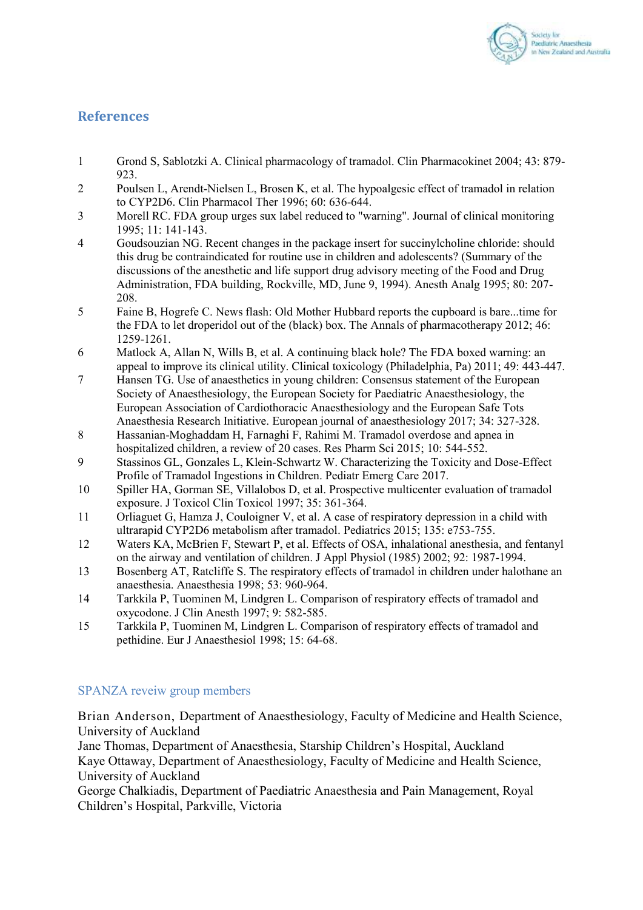## References

1. Grond S, Sablotzki A. Clinical pharmacology of tramadol. Clin Pharmacokinet 2004; 43: 879-923.
2. Poulsen L, Arendt-Nielsen L, Brosen K, et al. The hypoalgesic effect of tramadol in relation to CYP2D6. Clin Pharmacol Ther 1996; 60: 636-644.
3. Morell RC. FDA group urges sux label reduced to "warning". Journal of clinical monitoring 1995; 11: 141-143.
4. Goudsouzian NG. Recent changes in the package insert for succinylcholine chloride: should this drug be contraindicated for routine use in children and adolescents? (Summary of the discussions of the anesthetic and life support drug advisory meeting of the Food and Drug Administration, FDA building, Rockville, MD, June 9, 1994). Anesth Analg 1995; 80: 207-208.
5. Faine B, Hogrefe C. News flash: Old Mother Hubbard reports the cupboard is bare...time for the FDA to let droperidol out of the (black) box. The Annals of pharmacotherapy 2012; 46: 1259-1261.
6. Matlock A, Allan N, Wills B, et al. A continuing black hole? The FDA boxed warning: an appeal to improve its clinical utility. Clinical toxicology (Philadelphia, Pa) 2011; 49: 443-447.
7. Hansen TG. Use of anaesthetics in young children: Consensus statement of the European Society of Anaesthesiology, the European Society for Paediatric Anaesthesiology, the European Association of Cardiothoracic Anaesthesiology and the European Safe Tots Anaesthesia Research Initiative. European journal of anaesthesiology 2017; 34: 327-328.
8. Hassanian-Moghaddam H, Farnaghi F, Rahimi M. Tramadol overdose and apnea in hospitalized children, a review of 20 cases. Res Pharm Sci 2015; 10: 544-552.
9. Stassinos GL, Gonzales L, Klein-Schwartz W. Characterizing the Toxicity and Dose-Effect Profile of Tramadol Ingestions in Children. Pediatr Emerg Care 2017.
10. Spiller HA, Gorman SE, Villalobos D, et al. Prospective multicenter evaluation of tramadol exposure. J Toxicol Clin Toxicol 1997; 35: 361-364.
11. Orliaguet G, Hamza J, Couloigner V, et al. A case of respiratory depression in a child with ultrarapid CYP2D6 metabolism after tramadol. Pediatrics 2015; 135: e753-755.
12. Waters KA, McBrien F, Stewart P, et al. Effects of OSA, inhalational anesthesia, and fentanyl on the airway and ventilation of children. J Appl Physiol (1985) 2002; 92: 1987-1994.
13. Bosenberg AT, Ratcliffe S. The respiratory effects of tramadol in children under halothane an anaesthesia. Anaesthesia 1998; 53: 960-964.
14. Tarkkila P, Tuominen M, Lindgren L. Comparison of respiratory effects of tramadol and oxycodone. J Clin Anesth 1997; 9: 582-585.
15. Tarkkila P, Tuominen M, Lindgren L. Comparison of respiratory effects of tramadol and pethidine. Eur J Anaesthesiol 1998; 15: 64-68.

### SPANZA reveiw group members

Brian Anderson, Department of Anaesthesiology, Faculty of Medicine and Health Science, University of Auckland
Jane Thomas, Department of Anaesthesia, Starship Children's Hospital, Auckland
Kaye Ottaway, Department of Anaesthesiology, Faculty of Medicine and Health Science, University of Auckland
George Chalkiadis, Department of Paediatric Anaesthesia and Pain Management, Royal Children's Hospital, Parkville, Victoria